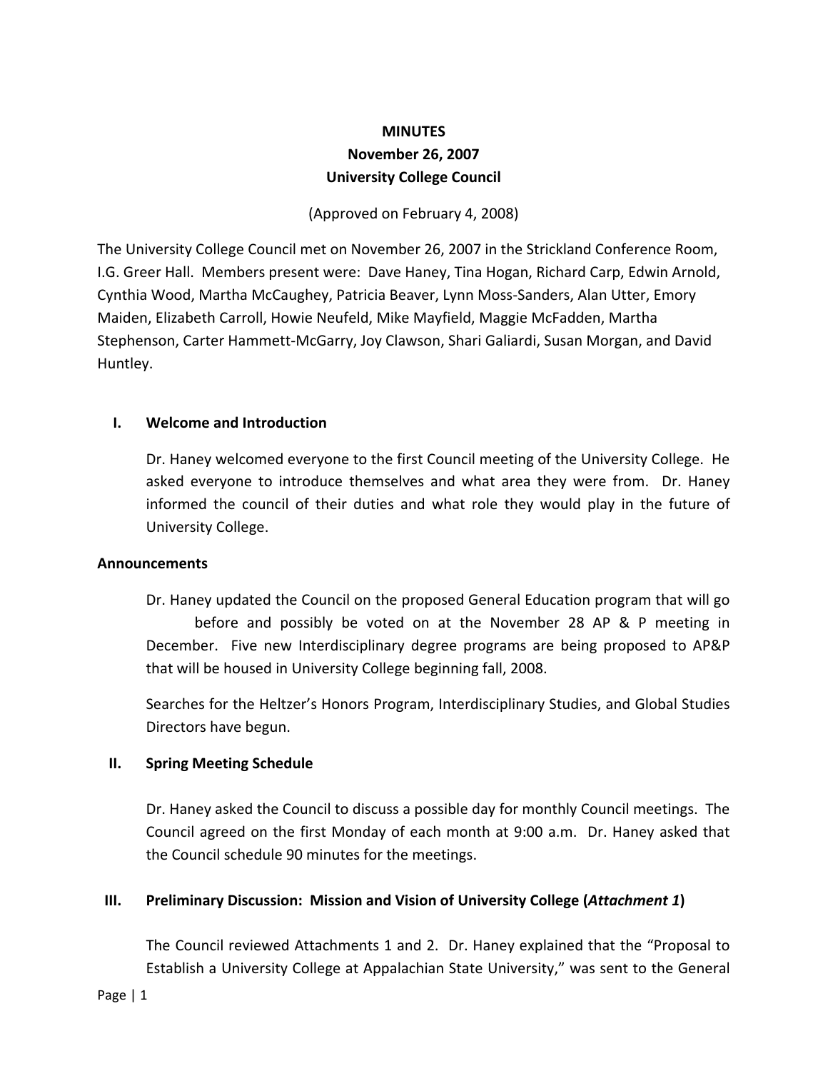**MINUTES**

**November 26, 2007**

**University College Council**

(Approved on February 4, 2008)

The University College Council met on November 26, 2007 in the Strickland Conference Room, I.G. Greer Hall. Members present were: Dave Haney, Tina Hogan, Richard Carp, Edwin Arnold, Cynthia Wood, Martha McCaughey, Patricia Beaver, Lynn Moss-Sanders, Alan Utter, Emory Maiden, Elizabeth Carroll, Howie Neufeld, Mike Mayfield, Maggie McFadden, Martha Stephenson, Carter Hammett-McGarry, Joy Clawson, Shari Galiardi, Susan Morgan, and David Huntley.

## I. Welcome and Introduction

Dr. Haney welcomed everyone to the first Council meeting of the University College. He asked everyone to introduce themselves and what area they were from. Dr. Haney informed the council of their duties and what role they would play in the future of University College.

### Announcements

Dr. Haney updated the Council on the proposed General Education program that will go before and possibly be voted on at the November 28 AP & P meeting in December. Five new Interdisciplinary degree programs are being proposed to AP&P that will be housed in University College beginning fall, 2008.

Searches for the Heltzer's Honors Program, Interdisciplinary Studies, and Global Studies Directors have begun.

## II. Spring Meeting Schedule

Dr. Haney asked the Council to discuss a possible day for monthly Council meetings. The Council agreed on the first Monday of each month at 9:00 a.m. Dr. Haney asked that the Council schedule 90 minutes for the meetings.

## III. Preliminary Discussion: Mission and Vision of University College (*Attachment 1*)

The Council reviewed Attachments 1 and 2. Dr. Haney explained that the "Proposal to Establish a University College at Appalachian State University," was sent to the General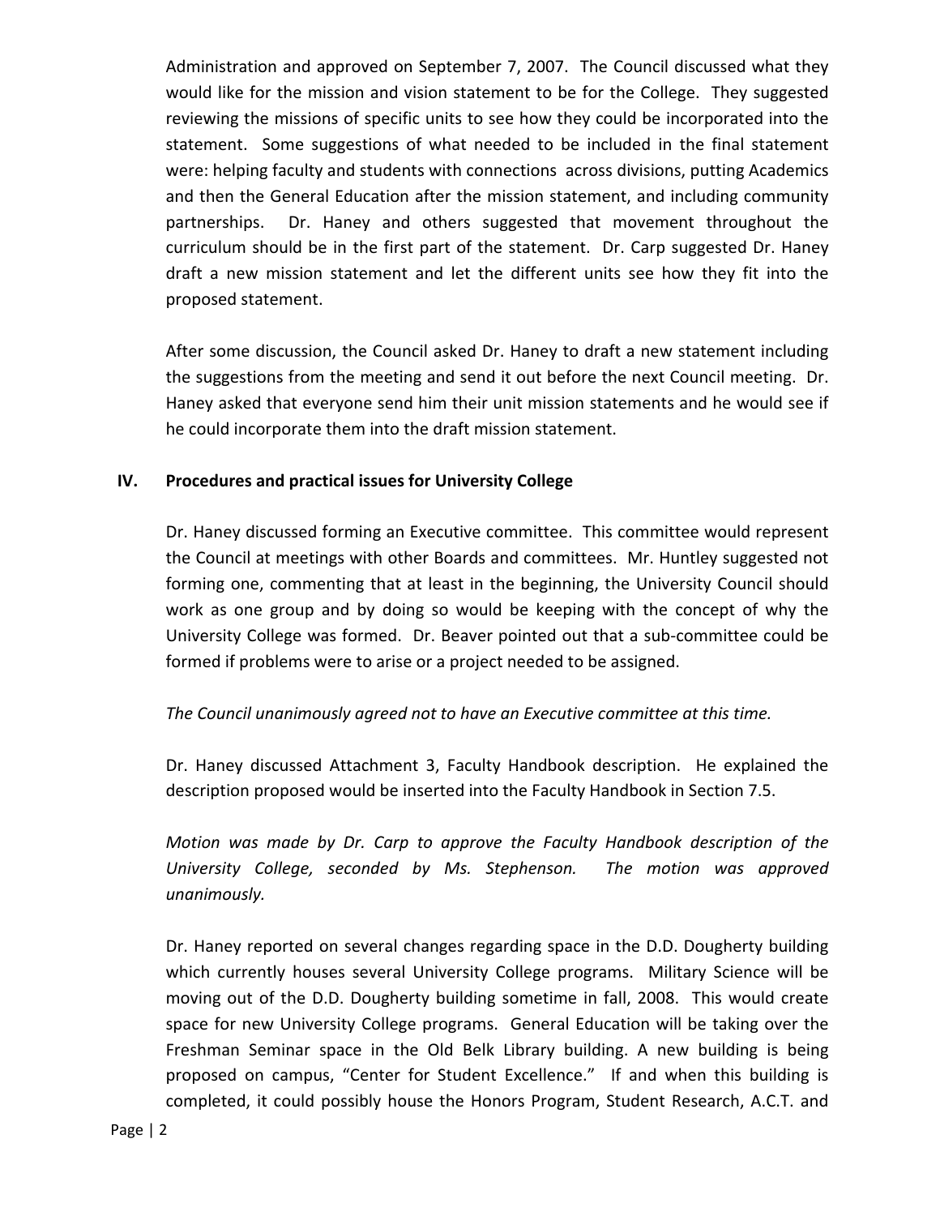Administration and approved on September 7, 2007. The Council discussed what they would like for the mission and vision statement to be for the College. They suggested reviewing the missions of specific units to see how they could be incorporated into the statement. Some suggestions of what needed to be included in the final statement were: helping faculty and students with connections across divisions, putting Academics and then the General Education after the mission statement, and including community partnerships. Dr. Haney and others suggested that movement throughout the curriculum should be in the first part of the statement. Dr. Carp suggested Dr. Haney draft a new mission statement and let the different units see how they fit into the proposed statement.

After some discussion, the Council asked Dr. Haney to draft a new statement including the suggestions from the meeting and send it out before the next Council meeting. Dr. Haney asked that everyone send him their unit mission statements and he would see if he could incorporate them into the draft mission statement.

## IV. Procedures and practical issues for University College

Dr. Haney discussed forming an Executive committee. This committee would represent the Council at meetings with other Boards and committees. Mr. Huntley suggested not forming one, commenting that at least in the beginning, the University Council should work as one group and by doing so would be keeping with the concept of why the University College was formed. Dr. Beaver pointed out that a sub-committee could be formed if problems were to arise or a project needed to be assigned.

*The Council unanimously agreed not to have an Executive committee at this time.*

Dr. Haney discussed Attachment 3, Faculty Handbook description. He explained the description proposed would be inserted into the Faculty Handbook in Section 7.5.

*Motion was made by Dr. Carp to approve the Faculty Handbook description of the University College, seconded by Ms. Stephenson. The motion was approved unanimously.*

Dr. Haney reported on several changes regarding space in the D.D. Dougherty building which currently houses several University College programs. Military Science will be moving out of the D.D. Dougherty building sometime in fall, 2008. This would create space for new University College programs. General Education will be taking over the Freshman Seminar space in the Old Belk Library building. A new building is being proposed on campus, "Center for Student Excellence." If and when this building is completed, it could possibly house the Honors Program, Student Research, A.C.T. and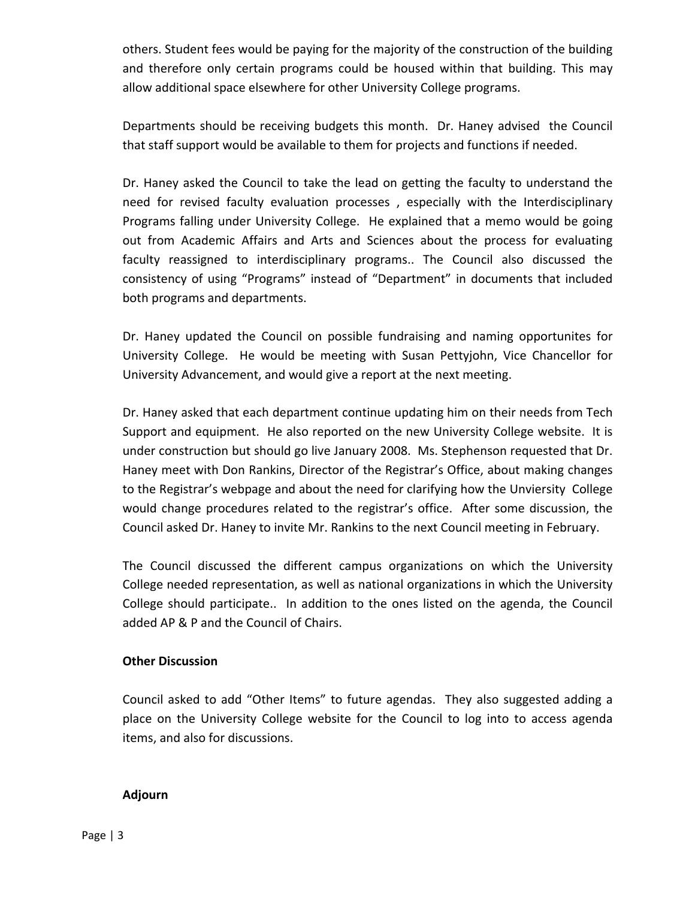others. Student fees would be paying for the majority of the construction of the building and therefore only certain programs could be housed within that building. This may allow additional space elsewhere for other University College programs.

Departments should be receiving budgets this month. Dr. Haney advised the Council that staff support would be available to them for projects and functions if needed.

Dr. Haney asked the Council to take the lead on getting the faculty to understand the need for revised faculty evaluation processes , especially with the Interdisciplinary Programs falling under University College. He explained that a memo would be going out from Academic Affairs and Arts and Sciences about the process for evaluating faculty reassigned to interdisciplinary programs.. The Council also discussed the consistency of using “Programs” instead of “Department” in documents that included both programs and departments.

Dr. Haney updated the Council on possible fundraising and naming opportunites for University College. He would be meeting with Susan Pettyjohn, Vice Chancellor for University Advancement, and would give a report at the next meeting.

Dr. Haney asked that each department continue updating him on their needs from Tech Support and equipment. He also reported on the new University College website. It is under construction but should go live January 2008. Ms. Stephenson requested that Dr. Haney meet with Don Rankins, Director of the Registrar’s Office, about making changes to the Registrar’s webpage and about the need for clarifying how the Unviersity College would change procedures related to the registrar’s office. After some discussion, the Council asked Dr. Haney to invite Mr. Rankins to the next Council meeting in February.

The Council discussed the different campus organizations on which the University College needed representation, as well as national organizations in which the University College should participate.. In addition to the ones listed on the agenda, the Council added AP & P and the Council of Chairs.

**Other Discussion**

Council asked to add “Other Items” to future agendas. They also suggested adding a place on the University College website for the Council to log into to access agenda items, and also for discussions.

**Adjourn**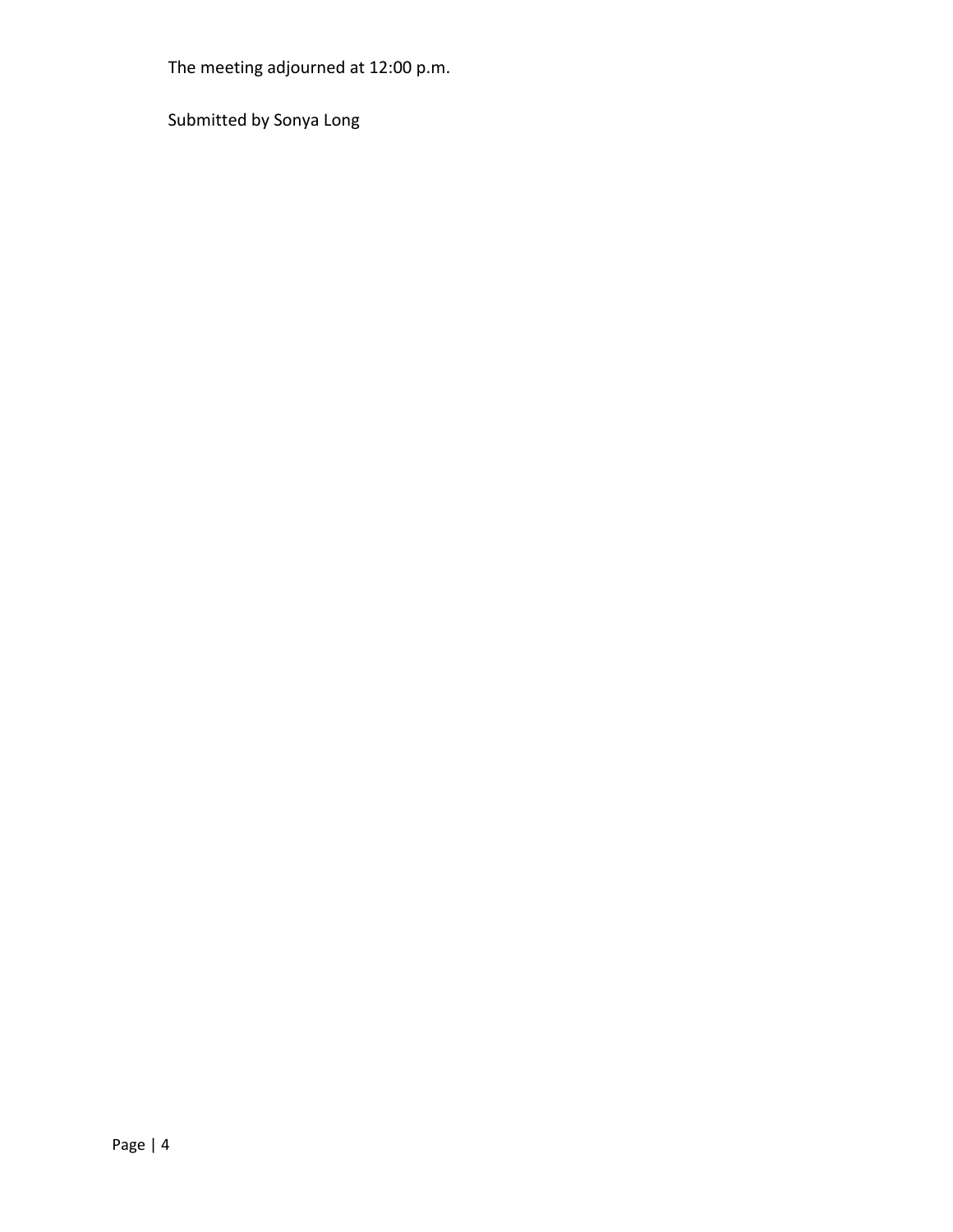The meeting adjourned at 12:00 p.m.

Submitted by Sonya Long